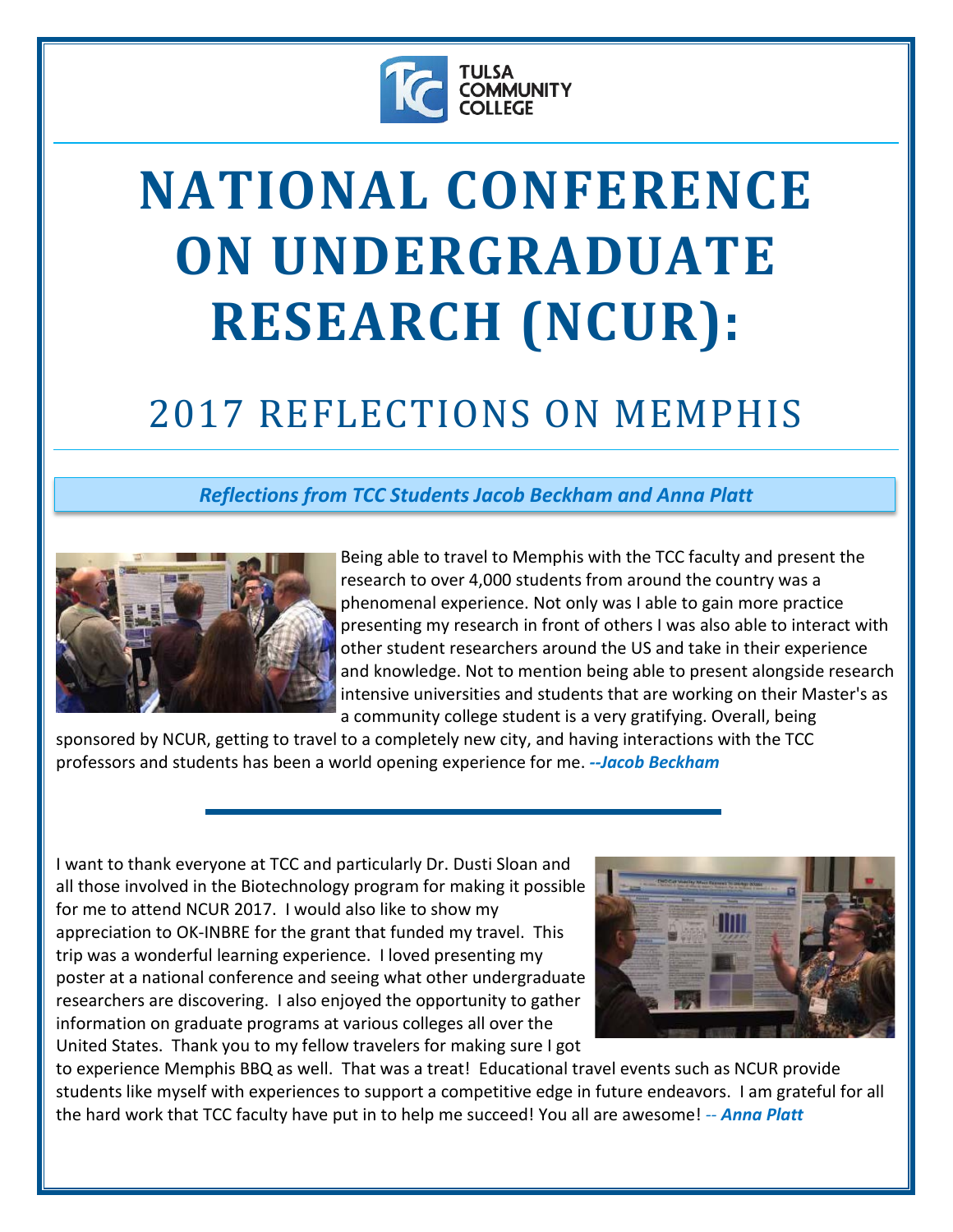# NATIONAL CONFERENCE ON UNDERGRADUATE RESEARCH (NCUR):

## 2017 REFLECTIONS ON MEMPHIS

***Reflections from TCC Students Jacob Beckham and Anna Platt***

Being able to travel to Memphis with the TCC faculty and present the research to over 4,000 students from around the country was a phenomenal experience. Not only was I able to gain more practice presenting my research in front of others I was also able to interact with other student researchers around the US and take in their experience and knowledge. Not to mention being able to present alongside research intensive universities and students that are working on their Master's as a community college student is a very gratifying. Overall, being sponsored by NCUR, getting to travel to a completely new city, and having interactions with the TCC professors and students has been a world opening experience for me. ***--Jacob Beckham***

---

I want to thank everyone at TCC and particularly Dr. Dusti Sloan and all those involved in the Biotechnology program for making it possible for me to attend NCUR 2017. I would also like to show my appreciation to OK-INBRE for the grant that funded my travel. This trip was a wonderful learning experience. I loved presenting my poster at a national conference and seeing what other undergraduate researchers are discovering. I also enjoyed the opportunity to gather information on graduate programs at various colleges all over the United States. Thank you to my fellow travelers for making sure I got to experience Memphis BBQ as well. That was a treat! Educational travel events such as NCUR provide students like myself with experiences to support a competitive edge in future endeavors. I am grateful for all the hard work that TCC faculty have put in to help me succeed! You all are awesome! *-- **Anna Platt***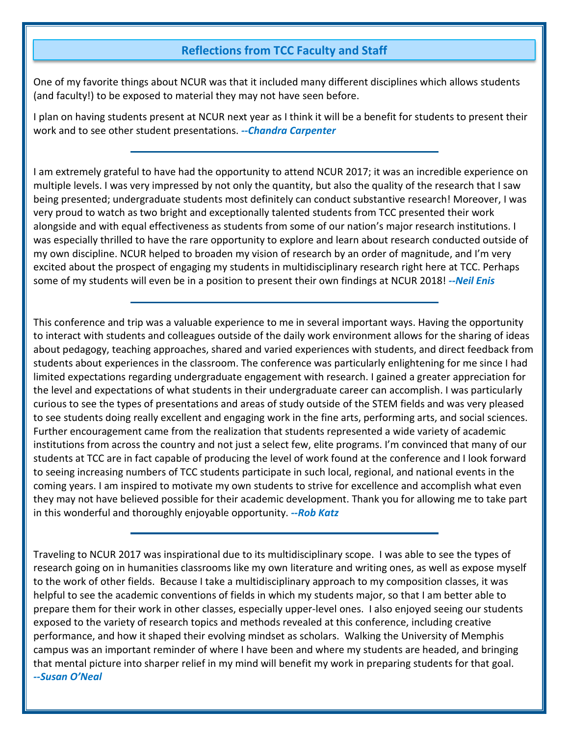## Reflections from TCC Faculty and Staff

One of my favorite things about NCUR was that it included many different disciplines which allows students (and faculty!) to be exposed to material they may not have seen before.

I plan on having students present at NCUR next year as I think it will be a benefit for students to present their work and to see other student presentations. ***--Chandra Carpenter***

---

I am extremely grateful to have had the opportunity to attend NCUR 2017; it was an incredible experience on multiple levels. I was very impressed by not only the quantity, but also the quality of the research that I saw being presented; undergraduate students most definitely can conduct substantive research! Moreover, I was very proud to watch as two bright and exceptionally talented students from TCC presented their work alongside and with equal effectiveness as students from some of our nation's major research institutions. I was especially thrilled to have the rare opportunity to explore and learn about research conducted outside of my own discipline. NCUR helped to broaden my vision of research by an order of magnitude, and I'm very excited about the prospect of engaging my students in multidisciplinary research right here at TCC. Perhaps some of my students will even be in a position to present their own findings at NCUR 2018! ***--Neil Enis***

---

This conference and trip was a valuable experience to me in several important ways. Having the opportunity to interact with students and colleagues outside of the daily work environment allows for the sharing of ideas about pedagogy, teaching approaches, shared and varied experiences with students, and direct feedback from students about experiences in the classroom. The conference was particularly enlightening for me since I had limited expectations regarding undergraduate engagement with research. I gained a greater appreciation for the level and expectations of what students in their undergraduate career can accomplish. I was particularly curious to see the types of presentations and areas of study outside of the STEM fields and was very pleased to see students doing really excellent and engaging work in the fine arts, performing arts, and social sciences. Further encouragement came from the realization that students represented a wide variety of academic institutions from across the country and not just a select few, elite programs. I'm convinced that many of our students at TCC are in fact capable of producing the level of work found at the conference and I look forward to seeing increasing numbers of TCC students participate in such local, regional, and national events in the coming years. I am inspired to motivate my own students to strive for excellence and accomplish what even they may not have believed possible for their academic development. Thank you for allowing me to take part in this wonderful and thoroughly enjoyable opportunity. ***--Rob Katz***

---

Traveling to NCUR 2017 was inspirational due to its multidisciplinary scope. I was able to see the types of research going on in humanities classrooms like my own literature and writing ones, as well as expose myself to the work of other fields. Because I take a multidisciplinary approach to my composition classes, it was helpful to see the academic conventions of fields in which my students major, so that I am better able to prepare them for their work in other classes, especially upper-level ones. I also enjoyed seeing our students exposed to the variety of research topics and methods revealed at this conference, including creative performance, and how it shaped their evolving mindset as scholars. Walking the University of Memphis campus was an important reminder of where I have been and where my students are headed, and bringing that mental picture into sharper relief in my mind will benefit my work in preparing students for that goal. ***--Susan O'Neal***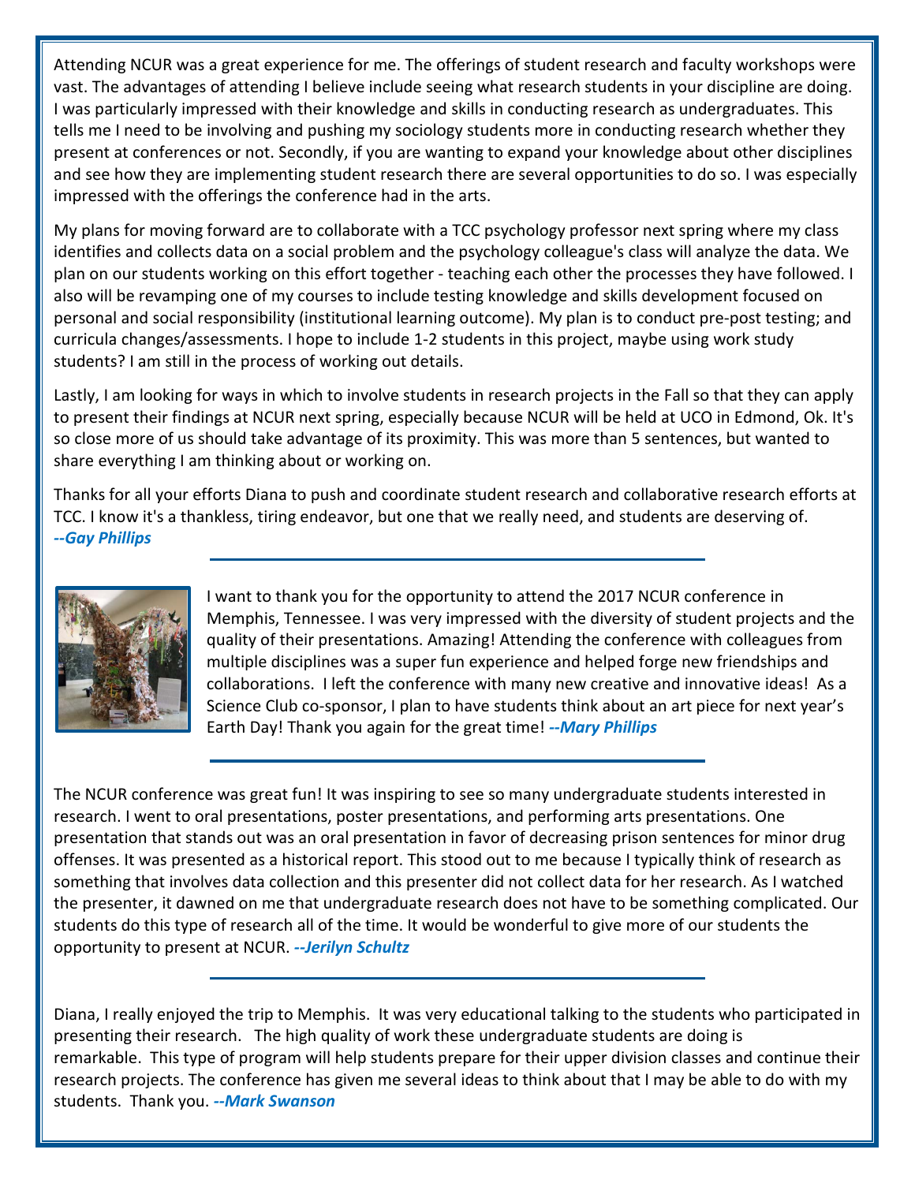Attending NCUR was a great experience for me. The offerings of student research and faculty workshops were vast. The advantages of attending I believe include seeing what research students in your discipline are doing. I was particularly impressed with their knowledge and skills in conducting research as undergraduates. This tells me I need to be involving and pushing my sociology students more in conducting research whether they present at conferences or not. Secondly, if you are wanting to expand your knowledge about other disciplines and see how they are implementing student research there are several opportunities to do so. I was especially impressed with the offerings the conference had in the arts.

My plans for moving forward are to collaborate with a TCC psychology professor next spring where my class identifies and collects data on a social problem and the psychology colleague's class will analyze the data. We plan on our students working on this effort together - teaching each other the processes they have followed. I also will be revamping one of my courses to include testing knowledge and skills development focused on personal and social responsibility (institutional learning outcome). My plan is to conduct pre-post testing; and curricula changes/assessments. I hope to include 1-2 students in this project, maybe using work study students? I am still in the process of working out details.

Lastly, I am looking for ways in which to involve students in research projects in the Fall so that they can apply to present their findings at NCUR next spring, especially because NCUR will be held at UCO in Edmond, Ok. It's so close more of us should take advantage of its proximity. This was more than 5 sentences, but wanted to share everything I am thinking about or working on.

Thanks for all your efforts Diana to push and coordinate student research and collaborative research efforts at TCC. I know it's a thankless, tiring endeavor, but one that we really need, and students are deserving of. ***--Gay Phillips***

---

I want to thank you for the opportunity to attend the 2017 NCUR conference in Memphis, Tennessee. I was very impressed with the diversity of student projects and the quality of their presentations. Amazing! Attending the conference with colleagues from multiple disciplines was a super fun experience and helped forge new friendships and collaborations. I left the conference with many new creative and innovative ideas! As a Science Club co-sponsor, I plan to have students think about an art piece for next year's Earth Day! Thank you again for the great time! ***--Mary Phillips***

---

The NCUR conference was great fun! It was inspiring to see so many undergraduate students interested in research. I went to oral presentations, poster presentations, and performing arts presentations. One presentation that stands out was an oral presentation in favor of decreasing prison sentences for minor drug offenses. It was presented as a historical report. This stood out to me because I typically think of research as something that involves data collection and this presenter did not collect data for her research. As I watched the presenter, it dawned on me that undergraduate research does not have to be something complicated. Our students do this type of research all of the time. It would be wonderful to give more of our students the opportunity to present at NCUR. ***--Jerilyn Schultz***

---

Diana, I really enjoyed the trip to Memphis. It was very educational talking to the students who participated in presenting their research. The high quality of work these undergraduate students are doing is remarkable. This type of program will help students prepare for their upper division classes and continue their research projects. The conference has given me several ideas to think about that I may be able to do with my students. Thank you. ***--Mark Swanson***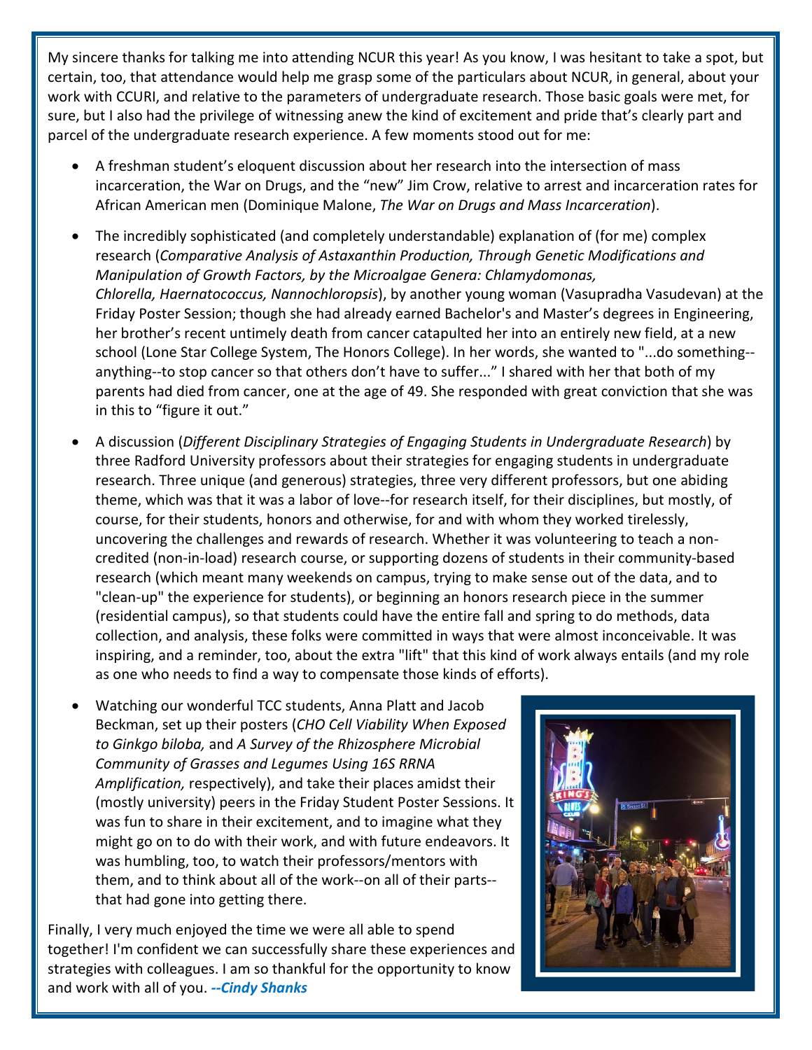My sincere thanks for talking me into attending NCUR this year! As you know, I was hesitant to take a spot, but certain, too, that attendance would help me grasp some of the particulars about NCUR, in general, about your work with CCURI, and relative to the parameters of undergraduate research. Those basic goals were met, for sure, but I also had the privilege of witnessing anew the kind of excitement and pride that's clearly part and parcel of the undergraduate research experience. A few moments stood out for me:

- A freshman student's eloquent discussion about her research into the intersection of mass incarceration, the War on Drugs, and the "new" Jim Crow, relative to arrest and incarceration rates for African American men (Dominique Malone, *The War on Drugs and Mass Incarceration*).
- The incredibly sophisticated (and completely understandable) explanation of (for me) complex research (*Comparative Analysis of Astaxanthin Production, Through Genetic Modifications and Manipulation of Growth Factors, by the Microalgae Genera: Chlamydomonas, Chlorella, Haematococcus, Nannochloropsis*), by another young woman (Vasupradha Vasudevan) at the Friday Poster Session; though she had already earned Bachelor's and Master's degrees in Engineering, her brother's recent untimely death from cancer catapulted her into an entirely new field, at a new school (Lone Star College System, The Honors College). In her words, she wanted to "...do something--anything--to stop cancer so that others don't have to suffer..." I shared with her that both of my parents had died from cancer, one at the age of 49. She responded with great conviction that she was in this to "figure it out."
- A discussion (*Different Disciplinary Strategies of Engaging Students in Undergraduate Research*) by three Radford University professors about their strategies for engaging students in undergraduate research. Three unique (and generous) strategies, three very different professors, but one abiding theme, which was that it was a labor of love--for research itself, for their disciplines, but mostly, of course, for their students, honors and otherwise, for and with whom they worked tirelessly, uncovering the challenges and rewards of research. Whether it was volunteering to teach a non-credited (non-in-load) research course, or supporting dozens of students in their community-based research (which meant many weekends on campus, trying to make sense out of the data, and to "clean-up" the experience for students), or beginning an honors research piece in the summer (residential campus), so that students could have the entire fall and spring to do methods, data collection, and analysis, these folks were committed in ways that were almost inconceivable. It was inspiring, and a reminder, too, about the extra "lift" that this kind of work always entails (and my role as one who needs to find a way to compensate those kinds of efforts).
- Watching our wonderful TCC students, Anna Platt and Jacob Beckman, set up their posters (*CHO Cell Viability When Exposed to Ginkgo biloba,* and *A Survey of the Rhizosphere Microbial Community of Grasses and Legumes Using 16S RRNA Amplification,* respectively), and take their places amidst their (mostly university) peers in the Friday Student Poster Sessions. It was fun to share in their excitement, and to imagine what they might go on to do with their work, and with future endeavors. It was humbling, too, to watch their professors/mentors with them, and to think about all of the work--on all of their parts--that had gone into getting there.

Finally, I very much enjoyed the time we were all able to spend together! I'm confident we can successfully share these experiences and strategies with colleagues. I am so thankful for the opportunity to know and work with all of you. ***--Cindy Shanks***